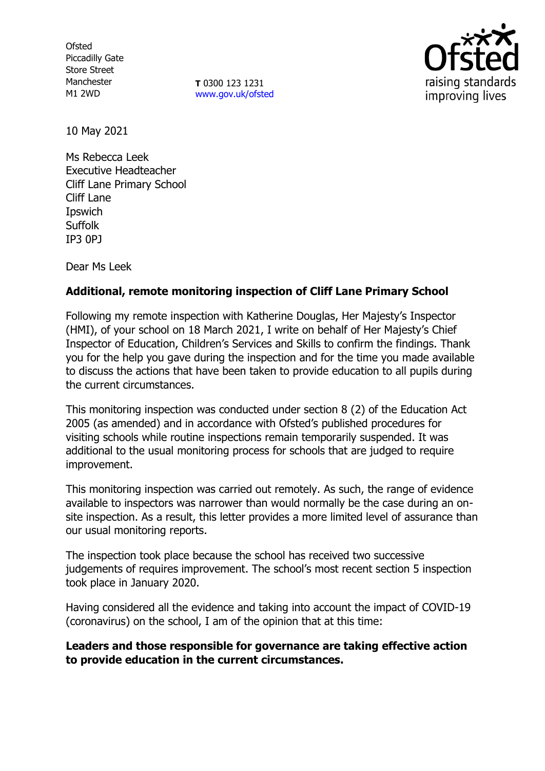Ofsted
Piccadilly Gate
Store Street
Manchester
M1 2WD

**T** 0300 123 1231
www.gov.uk/ofsted

10 May 2021

Ms Rebecca Leek
Executive Headteacher
Cliff Lane Primary School
Cliff Lane
Ipswich
Suffolk
IP3 0PJ

Dear Ms Leek

**Additional, remote monitoring inspection of Cliff Lane Primary School**

Following my remote inspection with Katherine Douglas, Her Majesty's Inspector (HMI), of your school on 18 March 2021, I write on behalf of Her Majesty's Chief Inspector of Education, Children's Services and Skills to confirm the findings. Thank you for the help you gave during the inspection and for the time you made available to discuss the actions that have been taken to provide education to all pupils during the current circumstances.

This monitoring inspection was conducted under section 8 (2) of the Education Act 2005 (as amended) and in accordance with Ofsted's published procedures for visiting schools while routine inspections remain temporarily suspended. It was additional to the usual monitoring process for schools that are judged to require improvement.

This monitoring inspection was carried out remotely. As such, the range of evidence available to inspectors was narrower than would normally be the case during an on-site inspection. As a result, this letter provides a more limited level of assurance than our usual monitoring reports.

The inspection took place because the school has received two successive judgements of requires improvement. The school's most recent section 5 inspection took place in January 2020.

Having considered all the evidence and taking into account the impact of COVID-19 (coronavirus) on the school, I am of the opinion that at this time:

**Leaders and those responsible for governance are taking effective action to provide education in the current circumstances.**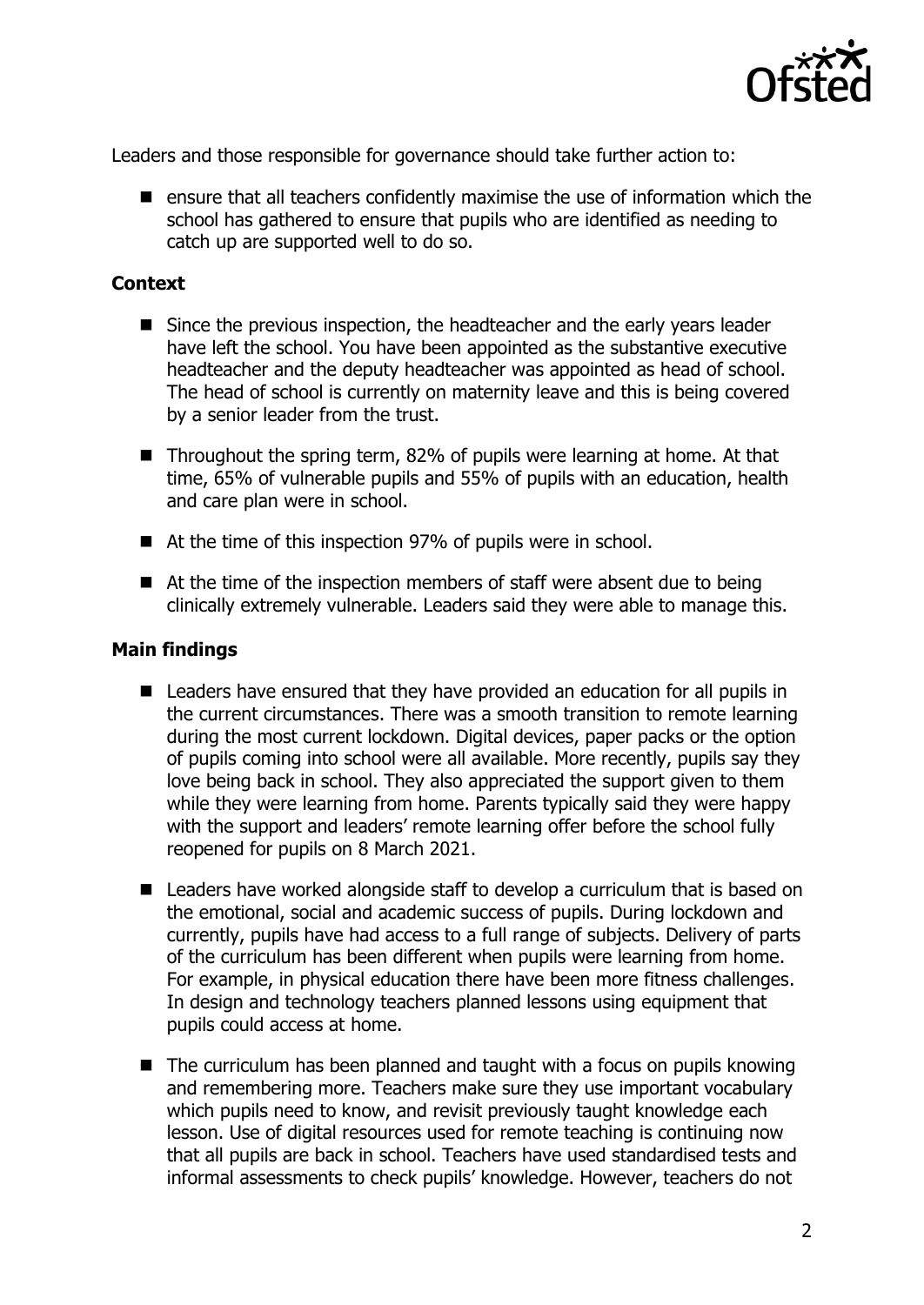Leaders and those responsible for governance should take further action to:

- ensure that all teachers confidently maximise the use of information which the school has gathered to ensure that pupils who are identified as needing to catch up are supported well to do so.

**Context**

- Since the previous inspection, the headteacher and the early years leader have left the school. You have been appointed as the substantive executive headteacher and the deputy headteacher was appointed as head of school. The head of school is currently on maternity leave and this is being covered by a senior leader from the trust.
- Throughout the spring term, 82% of pupils were learning at home. At that time, 65% of vulnerable pupils and 55% of pupils with an education, health and care plan were in school.
- At the time of this inspection 97% of pupils were in school.
- At the time of the inspection members of staff were absent due to being clinically extremely vulnerable. Leaders said they were able to manage this.

**Main findings**

- Leaders have ensured that they have provided an education for all pupils in the current circumstances. There was a smooth transition to remote learning during the most current lockdown. Digital devices, paper packs or the option of pupils coming into school were all available. More recently, pupils say they love being back in school. They also appreciated the support given to them while they were learning from home. Parents typically said they were happy with the support and leaders' remote learning offer before the school fully reopened for pupils on 8 March 2021.
- Leaders have worked alongside staff to develop a curriculum that is based on the emotional, social and academic success of pupils. During lockdown and currently, pupils have had access to a full range of subjects. Delivery of parts of the curriculum has been different when pupils were learning from home. For example, in physical education there have been more fitness challenges. In design and technology teachers planned lessons using equipment that pupils could access at home.
- The curriculum has been planned and taught with a focus on pupils knowing and remembering more. Teachers make sure they use important vocabulary which pupils need to know, and revisit previously taught knowledge each lesson. Use of digital resources used for remote teaching is continuing now that all pupils are back in school. Teachers have used standardised tests and informal assessments to check pupils' knowledge. However, teachers do not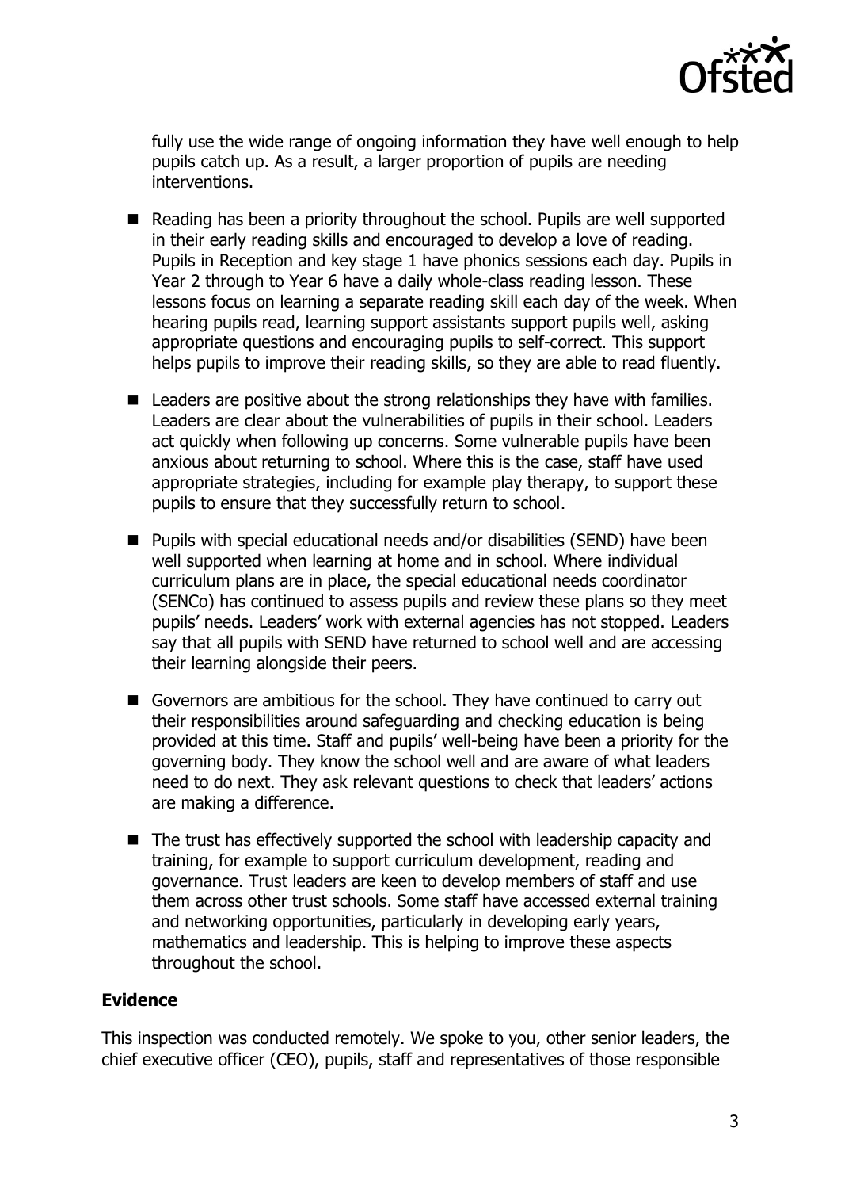fully use the wide range of ongoing information they have well enough to help pupils catch up. As a result, a larger proportion of pupils are needing interventions.

- Reading has been a priority throughout the school. Pupils are well supported in their early reading skills and encouraged to develop a love of reading. Pupils in Reception and key stage 1 have phonics sessions each day. Pupils in Year 2 through to Year 6 have a daily whole-class reading lesson. These lessons focus on learning a separate reading skill each day of the week. When hearing pupils read, learning support assistants support pupils well, asking appropriate questions and encouraging pupils to self-correct. This support helps pupils to improve their reading skills, so they are able to read fluently.
- Leaders are positive about the strong relationships they have with families. Leaders are clear about the vulnerabilities of pupils in their school. Leaders act quickly when following up concerns. Some vulnerable pupils have been anxious about returning to school. Where this is the case, staff have used appropriate strategies, including for example play therapy, to support these pupils to ensure that they successfully return to school.
- Pupils with special educational needs and/or disabilities (SEND) have been well supported when learning at home and in school. Where individual curriculum plans are in place, the special educational needs coordinator (SENCo) has continued to assess pupils and review these plans so they meet pupils' needs. Leaders' work with external agencies has not stopped. Leaders say that all pupils with SEND have returned to school well and are accessing their learning alongside their peers.
- Governors are ambitious for the school. They have continued to carry out their responsibilities around safeguarding and checking education is being provided at this time. Staff and pupils' well-being have been a priority for the governing body. They know the school well and are aware of what leaders need to do next. They ask relevant questions to check that leaders' actions are making a difference.
- The trust has effectively supported the school with leadership capacity and training, for example to support curriculum development, reading and governance. Trust leaders are keen to develop members of staff and use them across other trust schools. Some staff have accessed external training and networking opportunities, particularly in developing early years, mathematics and leadership. This is helping to improve these aspects throughout the school.

**Evidence**

This inspection was conducted remotely. We spoke to you, other senior leaders, the chief executive officer (CEO), pupils, staff and representatives of those responsible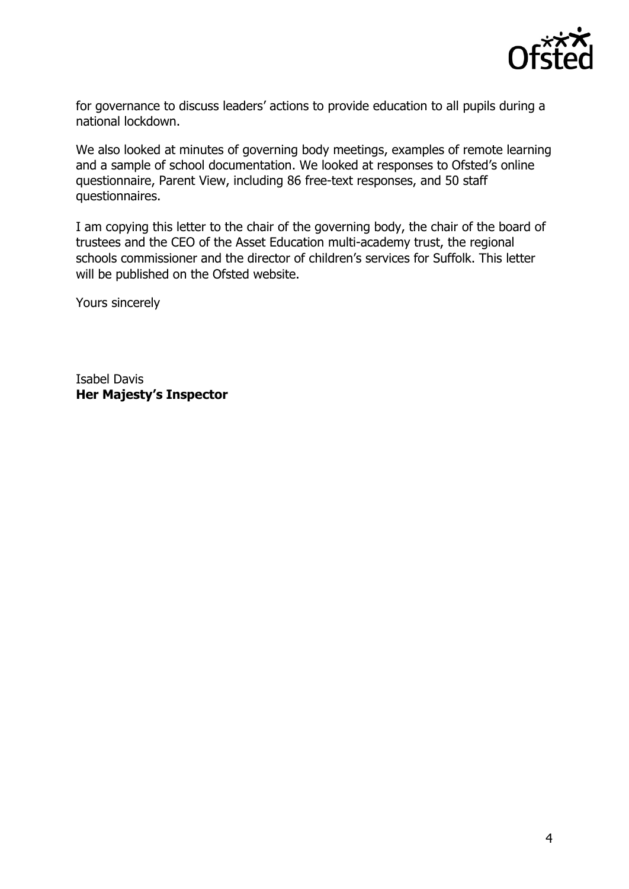for governance to discuss leaders' actions to provide education to all pupils during a national lockdown.

We also looked at minutes of governing body meetings, examples of remote learning and a sample of school documentation. We looked at responses to Ofsted's online questionnaire, Parent View, including 86 free-text responses, and 50 staff questionnaires.

I am copying this letter to the chair of the governing body, the chair of the board of trustees and the CEO of the Asset Education multi-academy trust, the regional schools commissioner and the director of children's services for Suffolk. This letter will be published on the Ofsted website.

Yours sincerely

Isabel Davis
**Her Majesty's Inspector**